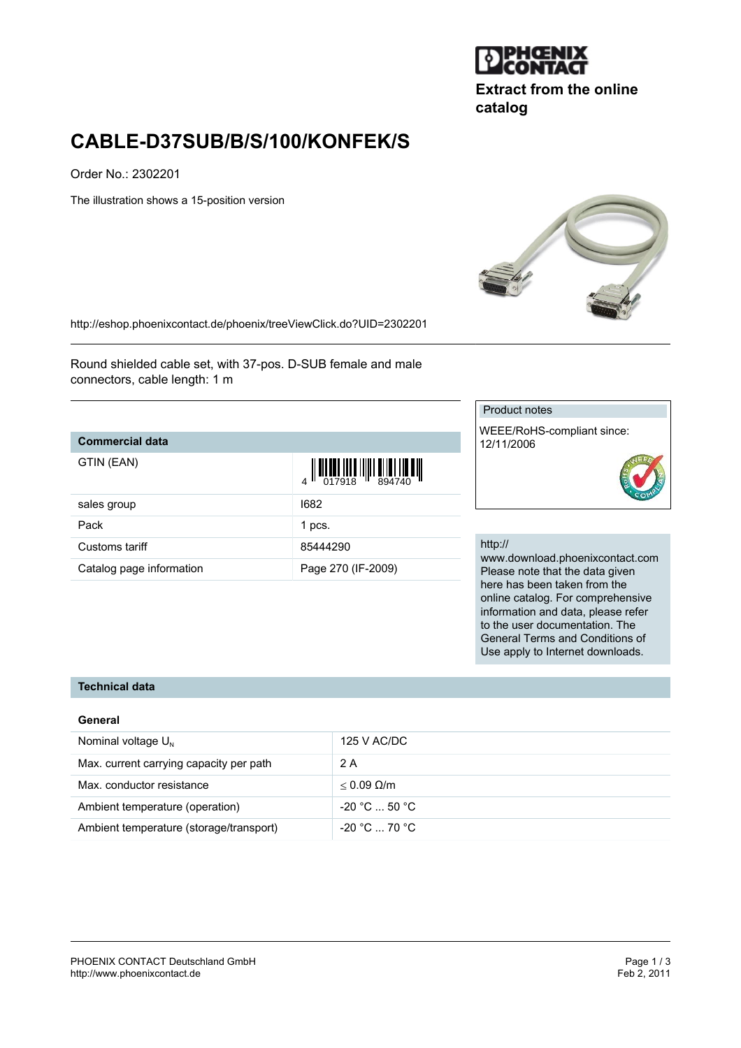PHOENIX CONTACT

**Extract from the online catalog**

# CABLE-D37SUB/B/S/100/KONFEK/S

Order No.: 2302201

The illustration shows a 15-position version

http://eshop.phoenixcontact.de/phoenix/treeViewClick.do?UID=2302201

Round shielded cable set, with 37-pos. D-SUB female and male connectors, cable length: 1 m

| Commercial data | |
|---|---|
| GTIN (EAN) | 4 017918 894740 |
| sales group | I682 |
| Pack | 1 pcs. |
| Customs tariff | 85444290 |
| Catalog page information | Page 270 (IF-2009) |

Product notes

WEEE/RoHS-compliant since: 12/11/2006

http://www.download.phoenixcontact.com Please note that the data given here has been taken from the online catalog. For comprehensive information and data, please refer to the user documentation. The General Terms and Conditions of Use apply to Internet downloads.

## Technical data

### General

| | |
|---|---|
| Nominal voltage $U_N$ | 125 V AC/DC |
| Max. current carrying capacity per path | 2 A |
| Max. conductor resistance | $\leq$ 0.09 Ω/m |
| Ambient temperature (operation) | -20 °C ... 50 °C |
| Ambient temperature (storage/transport) | -20 °C ... 70 °C |

PHOENIX CONTACT Deutschland GmbH
http://www.phoenixcontact.de

Feb 2, 2011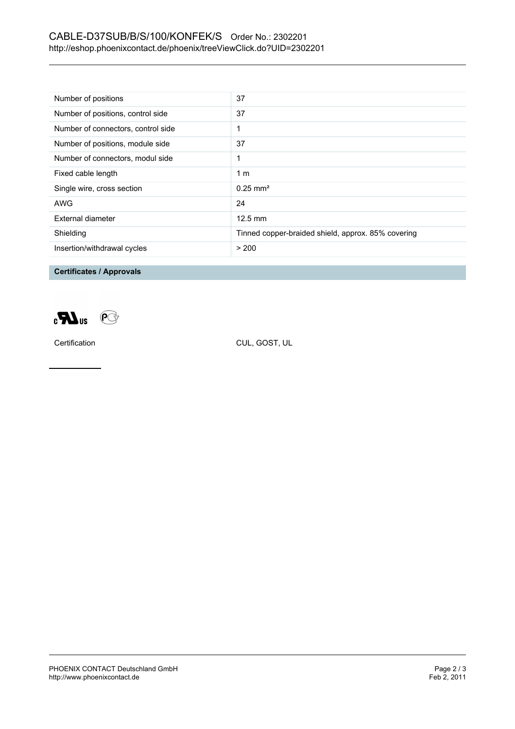| Number of positions | 37 |
|---|---|
| Number of positions, control side | 37 |
| Number of connectors, control side | 1 |
| Number of positions, module side | 37 |
| Number of connectors, modul side | 1 |
| Fixed cable length | 1 m |
| Single wire, cross section | 0.25 mm² |
| AWG | 24 |
| External diameter | 12.5 mm |
| Shielding | Tinned copper-braided shield, approx. 85% covering |
| Insertion/withdrawal cycles | > 200 |

## Certificates / Approvals

| Certification | CUL, GOST, UL |
|---|---|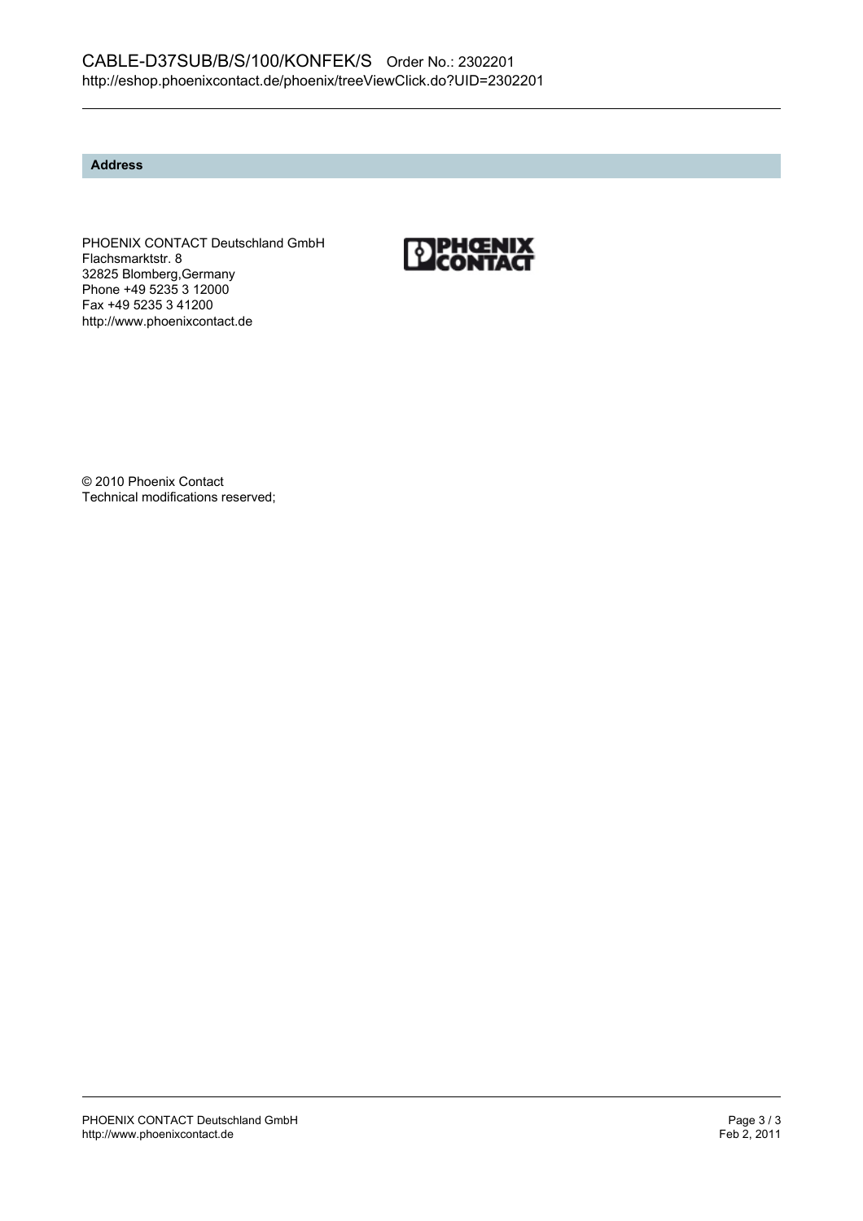## Address

PHOENIX CONTACT Deutschland GmbH
Flachsmarktstr. 8
32825 Blomberg,Germany
Phone +49 5235 3 12000
Fax +49 5235 3 41200
http://www.phoenixcontact.de

© 2010 Phoenix Contact
Technical modifications reserved;